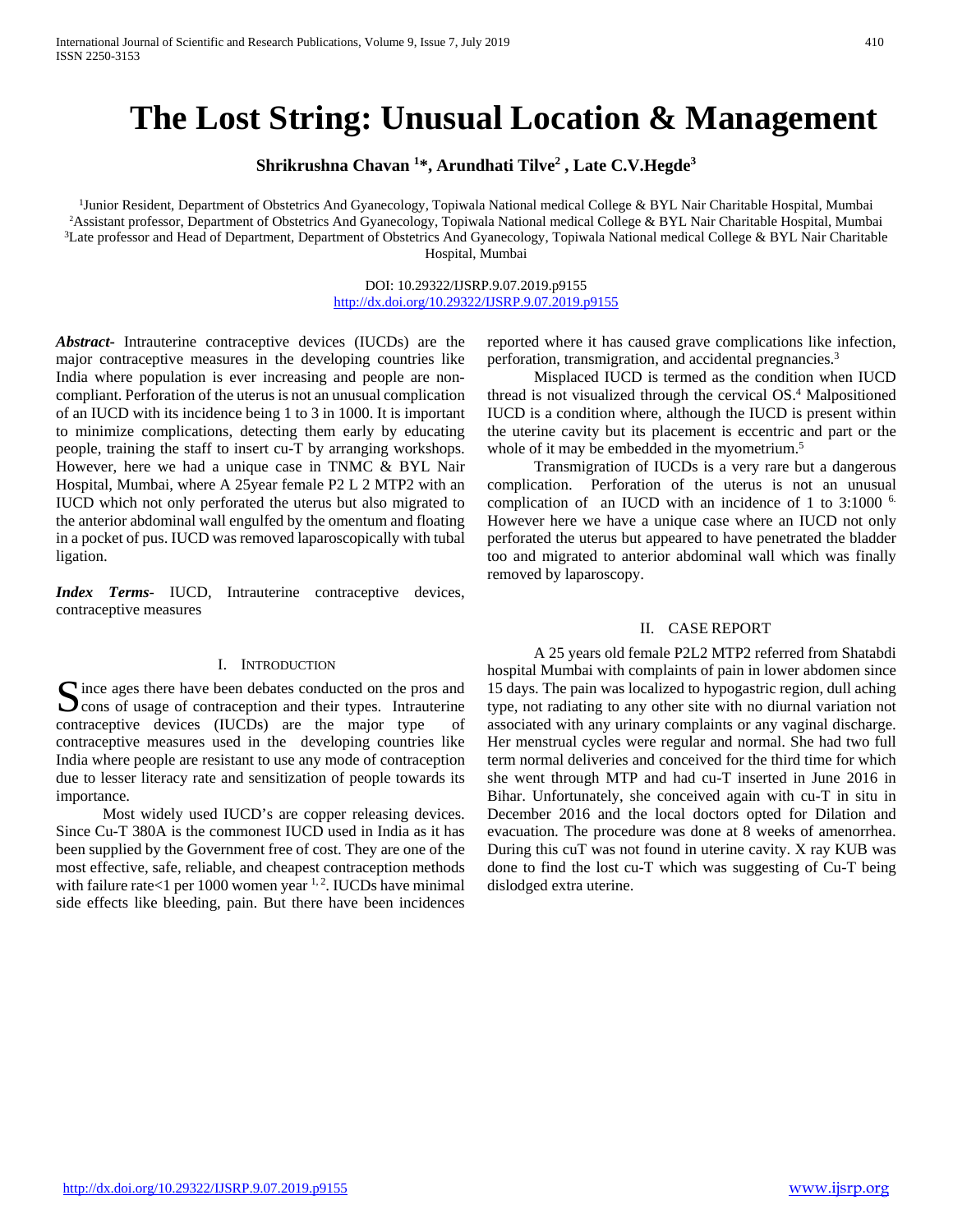# The Lost String: Unusual Location & Management

**Shrikrushna Chavan [1]\*, Arundhati Tilve[2] , Late C.V.Hegde[3]**

[1]Junior Resident, Department of Obstetrics And Gyanecology, Topiwala National medical College & BYL Nair Charitable Hospital, Mumbai
[2]Assistant professor, Department of Obstetrics And Gyanecology, Topiwala National medical College & BYL Nair Charitable Hospital, Mumbai
[3]Late professor and Head of Department, Department of Obstetrics And Gyanecology, Topiwala National medical College & BYL Nair Charitable Hospital, Mumbai

DOI: 10.29322/IJSRP.9.07.2019.p9155
http://dx.doi.org/10.29322/IJSRP.9.07.2019.p9155

***Abstract***- Intrauterine contraceptive devices (IUCDs) are the major contraceptive measures in the developing countries like India where population is ever increasing and people are non-compliant. Perforation of the uterus is not an unusual complication of an IUCD with its incidence being 1 to 3 in 1000. It is important to minimize complications, detecting them early by educating people, training the staff to insert cu-T by arranging workshops. However, here we had a unique case in TNMC & BYL Nair Hospital, Mumbai, where A 25year female P2 L 2 MTP2 with an IUCD which not only perforated the uterus but also migrated to the anterior abdominal wall engulfed by the omentum and floating in a pocket of pus. IUCD was removed laparoscopically with tubal ligation.

***Index Terms***- IUCD, Intrauterine contraceptive devices, contraceptive measures

## I. Introduction

Since ages there have been debates conducted on the pros and cons of usage of contraception and their types. Intrauterine contraceptive devices (IUCDs) are the major type of contraceptive measures used in the developing countries like India where people are resistant to use any mode of contraception due to lesser literacy rate and sensitization of people towards its importance.

Most widely used IUCD's are copper releasing devices. Since Cu-T 380A is the commonest IUCD used in India as it has been supplied by the Government free of cost. They are one of the most effective, safe, reliable, and cheapest contraception methods with failure rate<1 per 1000 women year [1, 2]. IUCDs have minimal side effects like bleeding, pain. But there have been incidences reported where it has caused grave complications like infection, perforation, transmigration, and accidental pregnancies.[3]

Misplaced IUCD is termed as the condition when IUCD thread is not visualized through the cervical OS.[4] Malpositioned IUCD is a condition where, although the IUCD is present within the uterine cavity but its placement is eccentric and part or the whole of it may be embedded in the myometrium.[5]

Transmigration of IUCDs is a very rare but a dangerous complication. Perforation of the uterus is not an unusual complication of an IUCD with an incidence of 1 to 3:1000 [6.] However here we have a unique case where an IUCD not only perforated the uterus but appeared to have penetrated the bladder too and migrated to anterior abdominal wall which was finally removed by laparoscopy.

## II. Case Report

A 25 years old female P2L2 MTP2 referred from Shatabdi hospital Mumbai with complaints of pain in lower abdomen since 15 days. The pain was localized to hypogastric region, dull aching type, not radiating to any other site with no diurnal variation not associated with any urinary complaints or any vaginal discharge. Her menstrual cycles were regular and normal. She had two full term normal deliveries and conceived for the third time for which she went through MTP and had cu-T inserted in June 2016 in Bihar. Unfortunately, she conceived again with cu-T in situ in December 2016 and the local doctors opted for Dilation and evacuation. The procedure was done at 8 weeks of amenorrhea. During this cuT was not found in uterine cavity. X ray KUB was done to find the lost cu-T which was suggesting of Cu-T being dislodged extra uterine.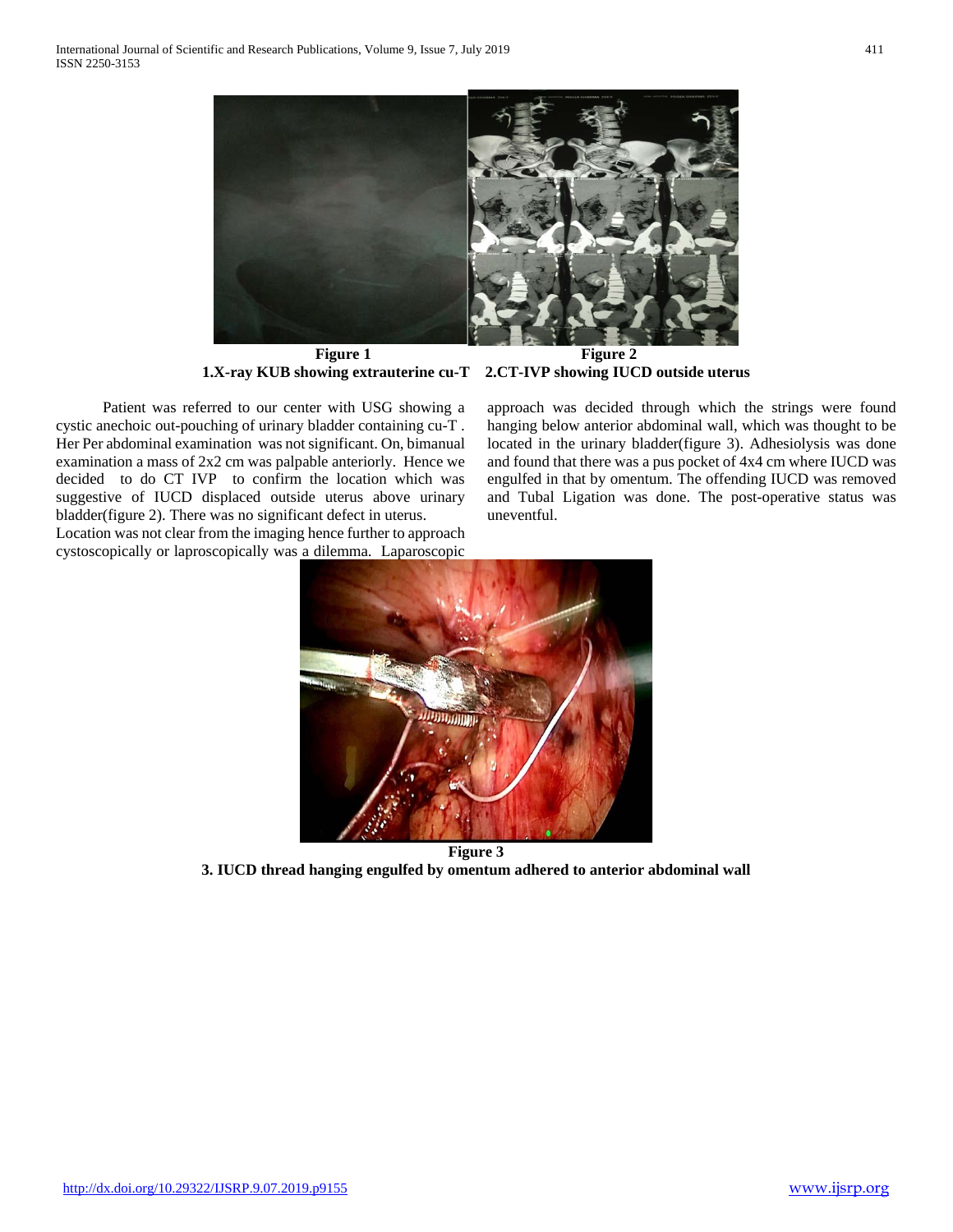**Figure 1**
**1.X-ray KUB showing extrauterine cu-T**

**Figure 2**
**2.CT-IVP showing IUCD outside uterus**

Patient was referred to our center with USG showing a cystic anechoic out-pouching of urinary bladder containing cu-T . Her Per abdominal examination was not significant. On, bimanual examination a mass of 2x2 cm was palpable anteriorly. Hence we decided to do CT IVP to confirm the location which was suggestive of IUCD displaced outside uterus above urinary bladder(figure 2). There was no significant defect in uterus.
Location was not clear from the imaging hence further to approach cystoscopically or laproscopically was a dilemma. Laparoscopic approach was decided through which the strings were found hanging below anterior abdominal wall, which was thought to be located in the urinary bladder(figure 3). Adhesiolysis was done and found that there was a pus pocket of 4x4 cm where IUCD was engulfed in that by omentum. The offending IUCD was removed and Tubal Ligation was done. The post-operative status was uneventful.

**Figure 3**
**3. IUCD thread hanging engulfed by omentum adhered to anterior abdominal wall**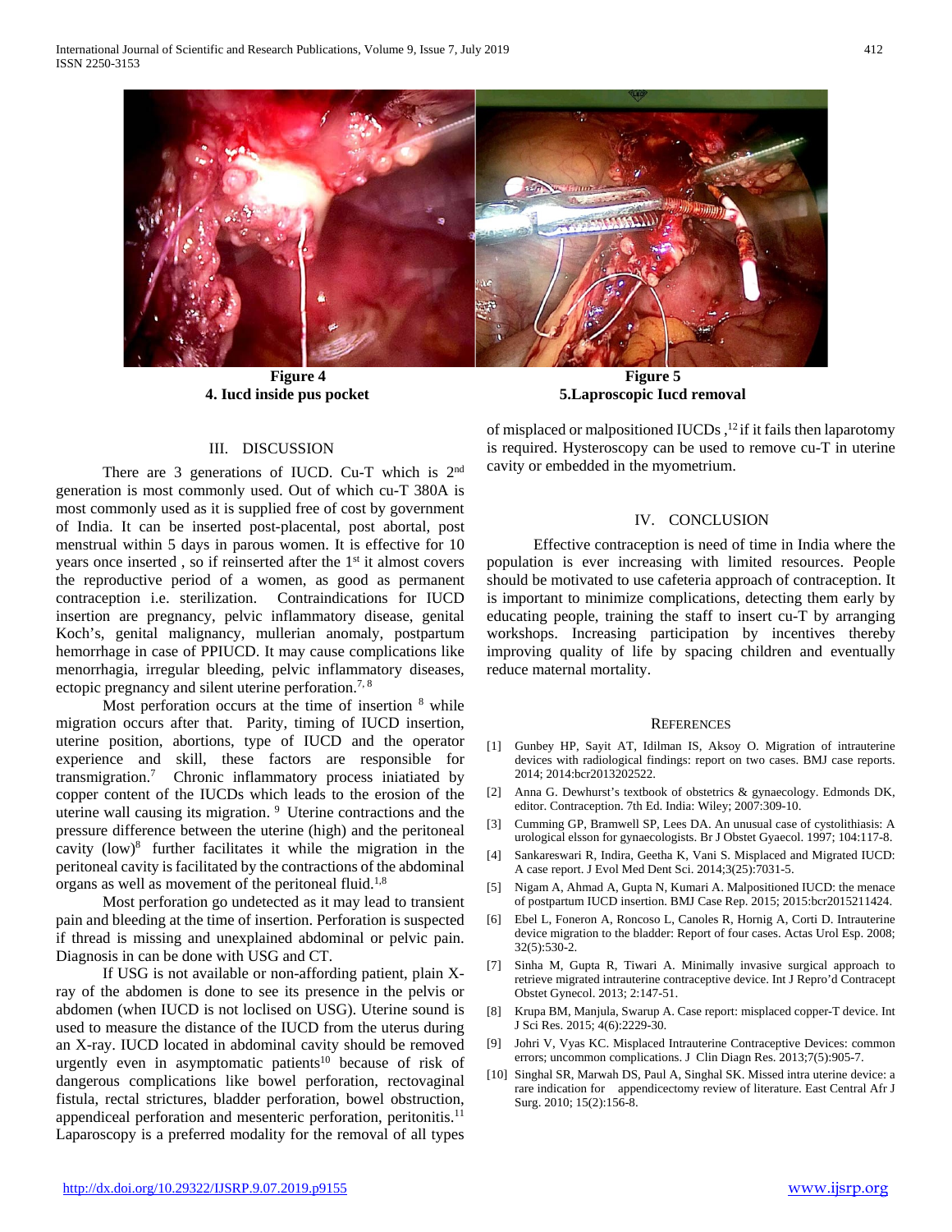Figure 4
**4. Iucd inside pus pocket**

Figure 5
**5.Laproscopic Iucd removal**

## III. DISCUSSION

There are 3 generations of IUCD. Cu-T which is 2nd generation is most commonly used. Out of which cu-T 380A is most commonly used as it is supplied free of cost by government of India. It can be inserted post-placental, post abortal, post menstrual within 5 days in parous women. It is effective for 10 years once inserted , so if reinserted after the 1st it almost covers the reproductive period of a women, as good as permanent contraception i.e. sterilization. Contraindications for IUCD insertion are pregnancy, pelvic inflammatory disease, genital Koch's, genital malignancy, mullerian anomaly, postpartum hemorrhage in case of PPIUCD. It may cause complications like menorrhagia, irregular bleeding, pelvic inflammatory diseases, ectopic pregnancy and silent uterine perforation.[7, 8]

Most perforation occurs at the time of insertion [8] while migration occurs after that. Parity, timing of IUCD insertion, uterine position, abortions, type of IUCD and the operator experience and skill, these factors are responsible for transmigration.[7] Chronic inflammatory process iniatiated by copper content of the IUCDs which leads to the erosion of the uterine wall causing its migration. [9] Uterine contractions and the pressure difference between the uterine (high) and the peritoneal cavity (low)[8] further facilitates it while the migration in the peritoneal cavity is facilitated by the contractions of the abdominal organs as well as movement of the peritoneal fluid.[1,8]

Most perforation go undetected as it may lead to transient pain and bleeding at the time of insertion. Perforation is suspected if thread is missing and unexplained abdominal or pelvic pain. Diagnosis in can be done with USG and CT.

If USG is not available or non-affording patient, plain X-ray of the abdomen is done to see its presence in the pelvis or abdomen (when IUCD is not loclised on USG). Uterine sound is used to measure the distance of the IUCD from the uterus during an X-ray. IUCD located in abdominal cavity should be removed urgently even in asymptomatic patients[10] because of risk of dangerous complications like bowel perforation, rectovaginal fistula, rectal strictures, bladder perforation, bowel obstruction, appendiceal perforation and mesenteric perforation, peritonitis.[11] Laparoscopy is a preferred modality for the removal of all types of misplaced or malpositioned IUCDs ,[12] if it fails then laparotomy is required. Hysteroscopy can be used to remove cu-T in uterine cavity or embedded in the myometrium.

## IV. CONCLUSION

Effective contraception is need of time in India where the population is ever increasing with limited resources. People should be motivated to use cafeteria approach of contraception. It is important to minimize complications, detecting them early by educating people, training the staff to insert cu-T by arranging workshops. Increasing participation by incentives thereby improving quality of life by spacing children and eventually reduce maternal mortality.

## REFERENCES

[1] Gunbey HP, Sayit AT, Idilman IS, Aksoy O. Migration of intrauterine devices with radiological findings: report on two cases. BMJ case reports. 2014; 2014:bcr2013202522.

[2] Anna G. Dewhurst's textbook of obstetrics & gynaecology. Edmonds DK, editor. Contraception. 7th Ed. India: Wiley; 2007:309-10.

[3] Cumming GP, Bramwell SP, Lees DA. An unusual case of cystolithiasis: A urological elsson for gynaecologists. Br J Obstet Gyaecol. 1997; 104:117-8.

[4] Sankareswari R, Indira, Geetha K, Vani S. Misplaced and Migrated IUCD: A case report. J Evol Med Dent Sci. 2014;3(25):7031-5.

[5] Nigam A, Ahmad A, Gupta N, Kumari A. Malpositioned IUCD: the menace of postpartum IUCD insertion. BMJ Case Rep. 2015; 2015:bcr2015211424.

[6] Ebel L, Foneron A, Roncoso L, Canoles R, Hornig A, Corti D. Intrauterine device migration to the bladder: Report of four cases. Actas Urol Esp. 2008; 32(5):530-2.

[7] Sinha M, Gupta R, Tiwari A. Minimally invasive surgical approach to retrieve migrated intrauterine contraceptive device. Int J Repro'd Contracept Obstet Gynecol. 2013; 2:147-51.

[8] Krupa BM, Manjula, Swarup A. Case report: misplaced copper-T device. Int J Sci Res. 2015; 4(6):2229-30.

[9] Johri V, Vyas KC. Misplaced Intrauterine Contraceptive Devices: common errors; uncommon complications. J Clin Diagn Res. 2013;7(5):905-7.

[10] Singhal SR, Marwah DS, Paul A, Singhal SK. Missed intra uterine device: a rare indication for appendicectomy review of literature. East Central Afr J Surg. 2010; 15(2):156-8.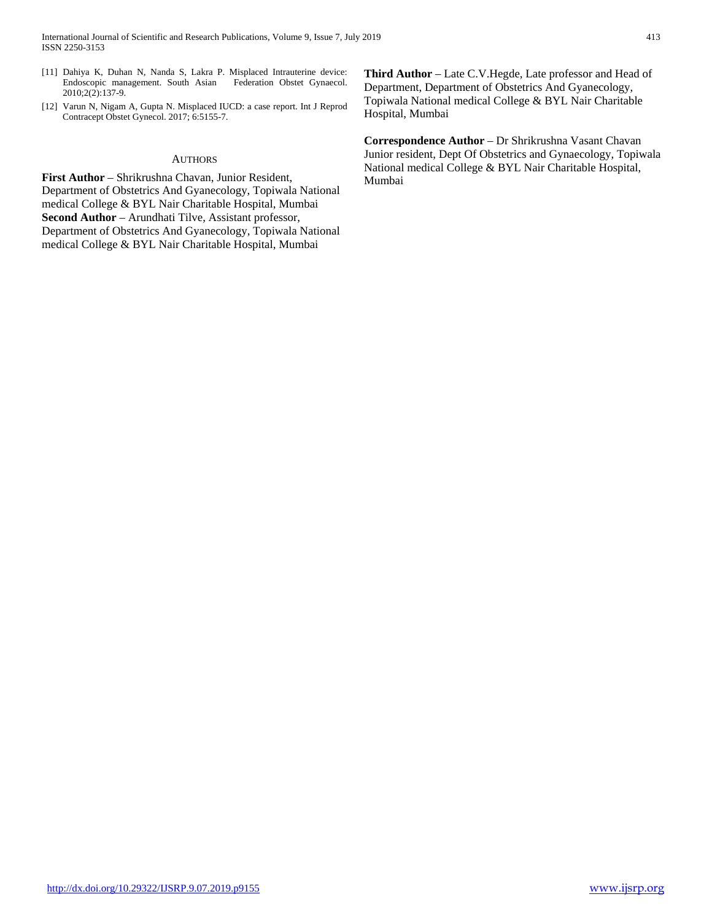[11] Dahiya K, Duhan N, Nanda S, Lakra P. Misplaced Intrauterine device: Endoscopic management. South Asian Federation Obstet Gynaecol. 2010;2(2):137-9.

[12] Varun N, Nigam A, Gupta N. Misplaced IUCD: a case report. Int J Reprod Contracept Obstet Gynecol. 2017; 6:5155-7.

## AUTHORS

**First Author** – Shrikrushna Chavan, Junior Resident, Department of Obstetrics And Gyanecology, Topiwala National medical College & BYL Nair Charitable Hospital, Mumbai

**Second Author** – Arundhati Tilve, Assistant professor, Department of Obstetrics And Gyanecology, Topiwala National medical College & BYL Nair Charitable Hospital, Mumbai

**Third Author** – Late C.V.Hegde, Late professor and Head of Department, Department of Obstetrics And Gyanecology, Topiwala National medical College & BYL Nair Charitable Hospital, Mumbai

**Correspondence Author** – Dr Shrikrushna Vasant Chavan Junior resident, Dept Of Obstetrics and Gynaecology, Topiwala National medical College & BYL Nair Charitable Hospital, Mumbai